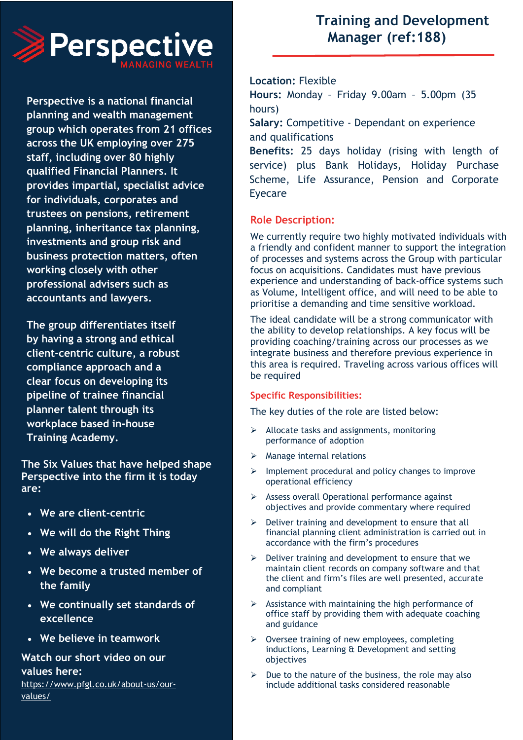# Perspective

MANAGING WEALTH

**Perspective is a national financial planning and wealth management group which operates from 21 offices across the UK employing over 275 staff, including over 80 highly qualified Financial Planners. It provides impartial, specialist advice for individuals, corporates and trustees on pensions, retirement planning, inheritance tax planning, investments and group risk and business protection matters, often working closely with other professional advisers such as accountants and lawyers.**

**The group differentiates itself by having a strong and ethical client-centric culture, a robust compliance approach and a clear focus on developing its pipeline of trainee financial planner talent through its workplace based in-house Training Academy.**

The Six Values that have helped shape Perspective into the firm it is today are:

- We are client-centric
- We will do the Right Thing
- We always deliver
- We become a trusted member of the family
- We continually set standards of excellence
- We believe in teamwork

Watch our short video on our values here:
https://www.pfgl.co.uk/about-us/our-values/

# Training and Development Manager (ref:188)

**Location:** Flexible
**Hours:** Monday – Friday 9.00am – 5.00pm (35 hours)
**Salary:** Competitive - Dependant on experience and qualifications
**Benefits:** 25 days holiday (rising with length of service) plus Bank Holidays, Holiday Purchase Scheme, Life Assurance, Pension and Corporate Eyecare

## Role Description:

We currently require two highly motivated individuals with a friendly and confident manner to support the integration of processes and systems across the Group with particular focus on acquisitions. Candidates must have previous experience and understanding of back-office systems such as Volume, Intelligent office, and will need to be able to prioritise a demanding and time sensitive workload.

The ideal candidate will be a strong communicator with the ability to develop relationships. A key focus will be providing coaching/training across our processes as we integrate business and therefore previous experience in this area is required. Traveling across various offices will be required

## Specific Responsibilities:

The key duties of the role are listed below:

- Allocate tasks and assignments, monitoring performance of adoption
- Manage internal relations
- Implement procedural and policy changes to improve operational efficiency
- Assess overall Operational performance against objectives and provide commentary where required
- Deliver training and development to ensure that all financial planning client administration is carried out in accordance with the firm's procedures
- Deliver training and development to ensure that we maintain client records on company software and that the client and firm's files are well presented, accurate and compliant
- Assistance with maintaining the high performance of office staff by providing them with adequate coaching and guidance
- Oversee training of new employees, completing inductions, Learning & Development and setting objectives
- Due to the nature of the business, the role may also include additional tasks considered reasonable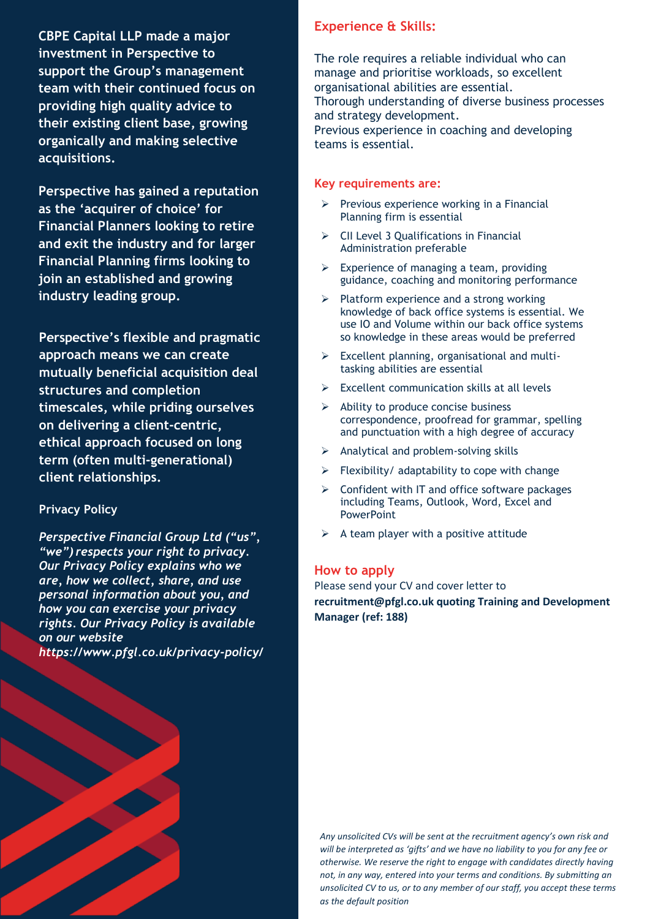**CBPE Capital LLP made a major investment in Perspective to support the Group's management team with their continued focus on providing high quality advice to their existing client base, growing organically and making selective acquisitions.**

**Perspective has gained a reputation as the 'acquirer of choice' for Financial Planners looking to retire and exit the industry and for larger Financial Planning firms looking to join an established and growing industry leading group.**

**Perspective's flexible and pragmatic approach means we can create mutually beneficial acquisition deal structures and completion timescales, while priding ourselves on delivering a client-centric, ethical approach focused on long term (often multi-generational) client relationships.**

**Privacy Policy**

***Perspective Financial Group Ltd ("us", "we") respects your right to privacy. Our Privacy Policy explains who we are, how we collect, share, and use personal information about you, and how you can exercise your privacy rights. Our Privacy Policy is available on our website https://www.pfgl.co.uk/privacy-policy/***

## Experience & Skills:

The role requires a reliable individual who can manage and prioritise workloads, so excellent organisational abilities are essential.
Thorough understanding of diverse business processes and strategy development.
Previous experience in coaching and developing teams is essential.

### Key requirements are:

- Previous experience working in a Financial Planning firm is essential
- CII Level 3 Qualifications in Financial Administration preferable
- Experience of managing a team, providing guidance, coaching and monitoring performance
- Platform experience and a strong working knowledge of back office systems is essential. We use IO and Volume within our back office systems so knowledge in these areas would be preferred
- Excellent planning, organisational and multi-tasking abilities are essential
- Excellent communication skills at all levels
- Ability to produce concise business correspondence, proofread for grammar, spelling and punctuation with a high degree of accuracy
- Analytical and problem-solving skills
- Flexibility/ adaptability to cope with change
- Confident with IT and office software packages including Teams, Outlook, Word, Excel and PowerPoint
- A team player with a positive attitude

## How to apply

Please send your CV and cover letter to
**recruitment@pfgl.co.uk quoting Training and Development Manager (ref: 188)**

*Any unsolicited CVs will be sent at the recruitment agency's own risk and will be interpreted as 'gifts' and we have no liability to you for any fee or otherwise. We reserve the right to engage with candidates directly having not, in any way, entered into your terms and conditions. By submitting an unsolicited CV to us, or to any member of our staff, you accept these terms as the default position*